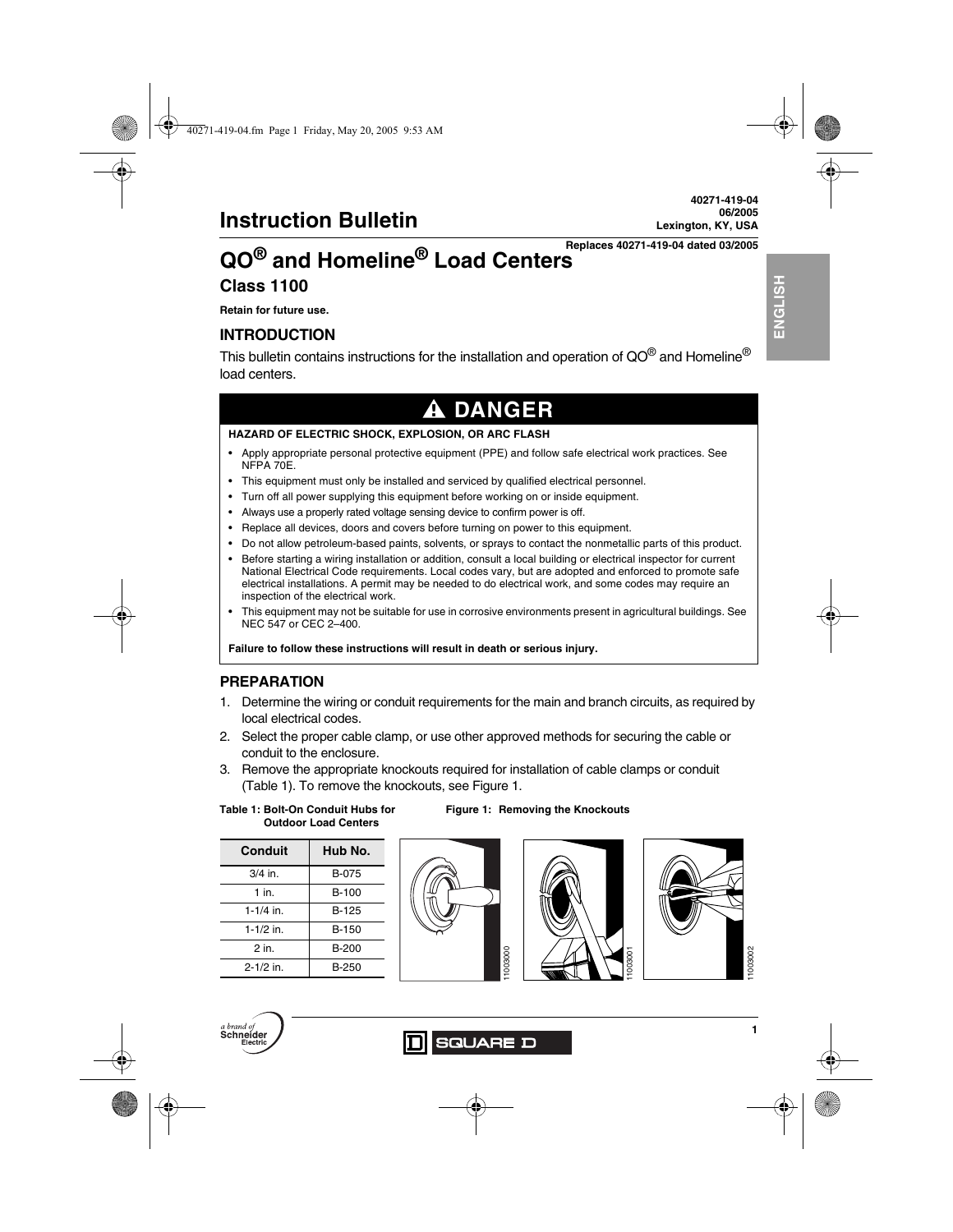40271-419-04
06/2005
Lexington, KY, USA

# Instruction Bulletin

Replaces 40271-419-04 dated 03/2005

# QO® and Homeline® Load Centers

## Class 1100

**Retain for future use.**

## INTRODUCTION

This bulletin contains instructions for the installation and operation of QO® and Homeline® load centers.

## ⚠ DANGER

**HAZARD OF ELECTRIC SHOCK, EXPLOSION, OR ARC FLASH**

- Apply appropriate personal protective equipment (PPE) and follow safe electrical work practices. See NFPA 70E.
- This equipment must only be installed and serviced by qualified electrical personnel.
- Turn off all power supplying this equipment before working on or inside equipment.
- Always use a properly rated voltage sensing device to confirm power is off.
- Replace all devices, doors and covers before turning on power to this equipment.
- Do not allow petroleum-based paints, solvents, or sprays to contact the nonmetallic parts of this product.
- Before starting a wiring installation or addition, consult a local building or electrical inspector for current National Electrical Code requirements. Local codes vary, but are adopted and enforced to promote safe electrical installations. A permit may be needed to do electrical work, and some codes may require an inspection of the electrical work.
- This equipment may not be suitable for use in corrosive environments present in agricultural buildings. See NEC 547 or CEC 2–400.

**Failure to follow these instructions will result in death or serious injury.**

## PREPARATION

1. Determine the wiring or conduit requirements for the main and branch circuits, as required by local electrical codes.
2. Select the proper cable clamp, or use other approved methods for securing the cable or conduit to the enclosure.
3. Remove the appropriate knockouts required for installation of cable clamps or conduit (Table 1). To remove the knockouts, see Figure 1.

**Table 1: Bolt-On Conduit Hubs for Outdoor Load Centers**

| Conduit | Hub No. |
|---|---|
| 3/4 in. | B-075 |
| 1 in. | B-100 |
| 1-1/4 in. | B-125 |
| 1-1/2 in. | B-150 |
| 2 in. | B-200 |
| 2-1/2 in. | B-250 |

**Figure 1: Removing the Knockouts**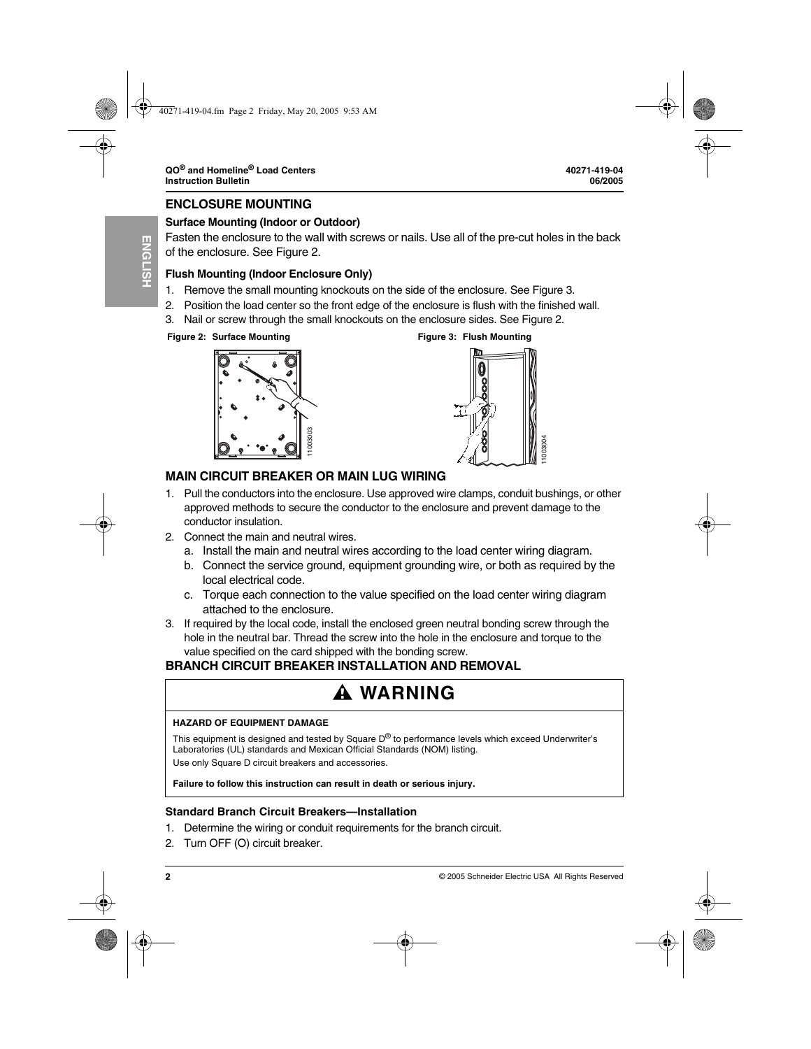## ENCLOSURE MOUNTING

### Surface Mounting (Indoor or Outdoor)

Fasten the enclosure to the wall with screws or nails. Use all of the pre-cut holes in the back of the enclosure. See Figure 2.

### Flush Mounting (Indoor Enclosure Only)

1. Remove the small mounting knockouts on the side of the enclosure. See Figure 3.
2. Position the load center so the front edge of the enclosure is flush with the finished wall.
3. Nail or screw through the small knockouts on the enclosure sides. See Figure 2.

Figure 2: Surface Mounting

Figure 3: Flush Mounting

## MAIN CIRCUIT BREAKER OR MAIN LUG WIRING

1. Pull the conductors into the enclosure. Use approved wire clamps, conduit bushings, or other approved methods to secure the conductor to the enclosure and prevent damage to the conductor insulation.
2. Connect the main and neutral wires.
   a. Install the main and neutral wires according to the load center wiring diagram.
   b. Connect the service ground, equipment grounding wire, or both as required by the local electrical code.
   c. Torque each connection to the value specified on the load center wiring diagram attached to the enclosure.
3. If required by the local code, install the enclosed green neutral bonding screw through the hole in the neutral bar. Thread the screw into the hole in the enclosure and torque to the value specified on the card shipped with the bonding screw.

## BRANCH CIRCUIT BREAKER INSTALLATION AND REMOVAL

> **⚠ WARNING**
>
> **HAZARD OF EQUIPMENT DAMAGE**
>
> This equipment is designed and tested by Square D® to performance levels which exceed Underwriter's Laboratories (UL) standards and Mexican Official Standards (NOM) listing.
>
> Use only Square D circuit breakers and accessories.
>
> **Failure to follow this instruction can result in death or serious injury.**

### Standard Branch Circuit Breakers—Installation

1. Determine the wiring or conduit requirements for the branch circuit.
2. Turn OFF (O) circuit breaker.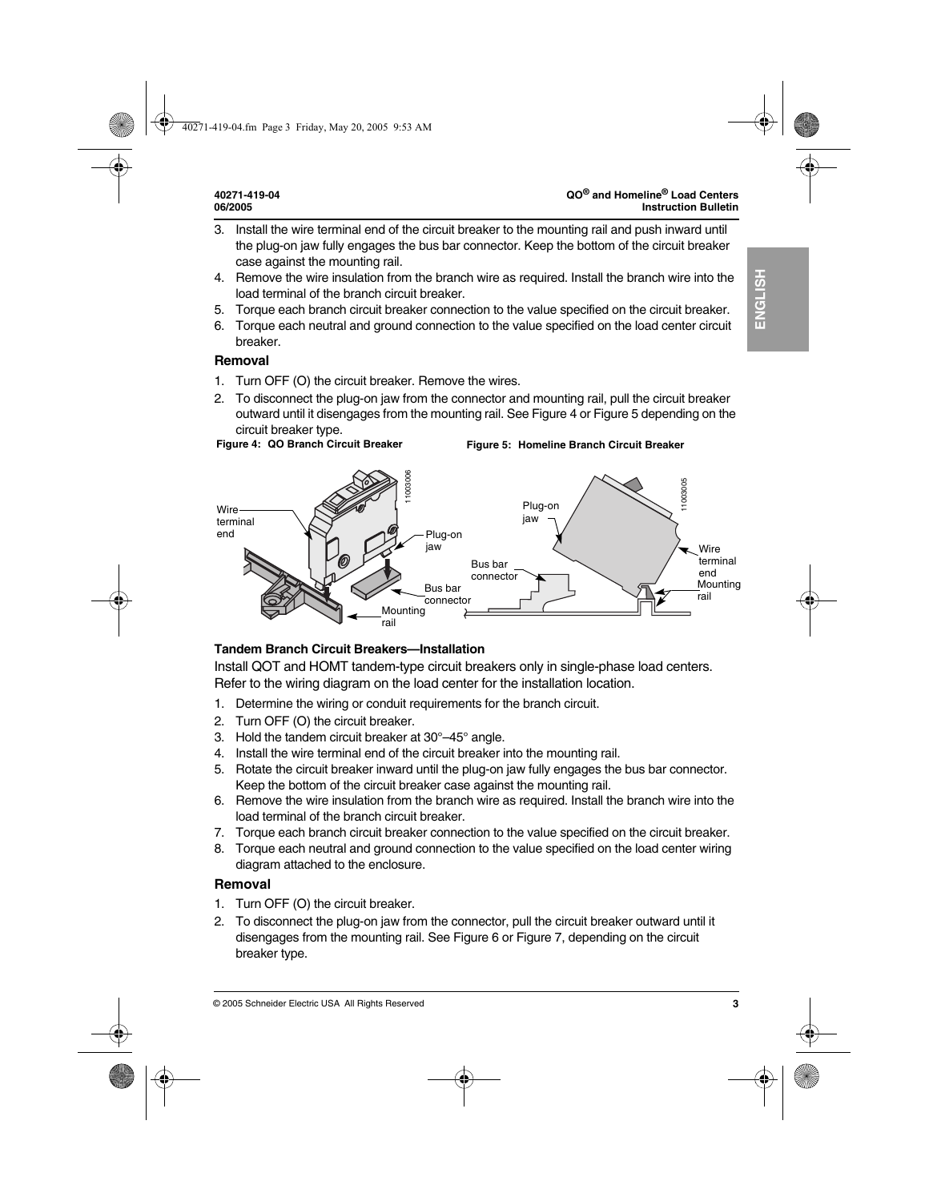3. Install the wire terminal end of the circuit breaker to the mounting rail and push inward until the plug-on jaw fully engages the bus bar connector. Keep the bottom of the circuit breaker case against the mounting rail.
4. Remove the wire insulation from the branch wire as required. Install the branch wire into the load terminal of the branch circuit breaker.
5. Torque each branch circuit breaker connection to the value specified on the circuit breaker.
6. Torque each neutral and ground connection to the value specified on the load center circuit breaker.

### Removal

1. Turn OFF (O) the circuit breaker. Remove the wires.
2. To disconnect the plug-on jaw from the connector and mounting rail, pull the circuit breaker outward until it disengages from the mounting rail. See Figure 4 or Figure 5 depending on the circuit breaker type.

**Figure 4: QO Branch Circuit Breaker**

**Figure 5: Homeline Branch Circuit Breaker**

### Tandem Branch Circuit Breakers—Installation

Install QOT and HOMT tandem-type circuit breakers only in single-phase load centers. Refer to the wiring diagram on the load center for the installation location.

1. Determine the wiring or conduit requirements for the branch circuit.
2. Turn OFF (O) the circuit breaker.
3. Hold the tandem circuit breaker at 30°–45° angle.
4. Install the wire terminal end of the circuit breaker into the mounting rail.
5. Rotate the circuit breaker inward until the plug-on jaw fully engages the bus bar connector. Keep the bottom of the circuit breaker case against the mounting rail.
6. Remove the wire insulation from the branch wire as required. Install the branch wire into the load terminal of the branch circuit breaker.
7. Torque each branch circuit breaker connection to the value specified on the circuit breaker.
8. Torque each neutral and ground connection to the value specified on the load center wiring diagram attached to the enclosure.

### Removal

1. Turn OFF (O) the circuit breaker.
2. To disconnect the plug-on jaw from the connector, pull the circuit breaker outward until it disengages from the mounting rail. See Figure 6 or Figure 7, depending on the circuit breaker type.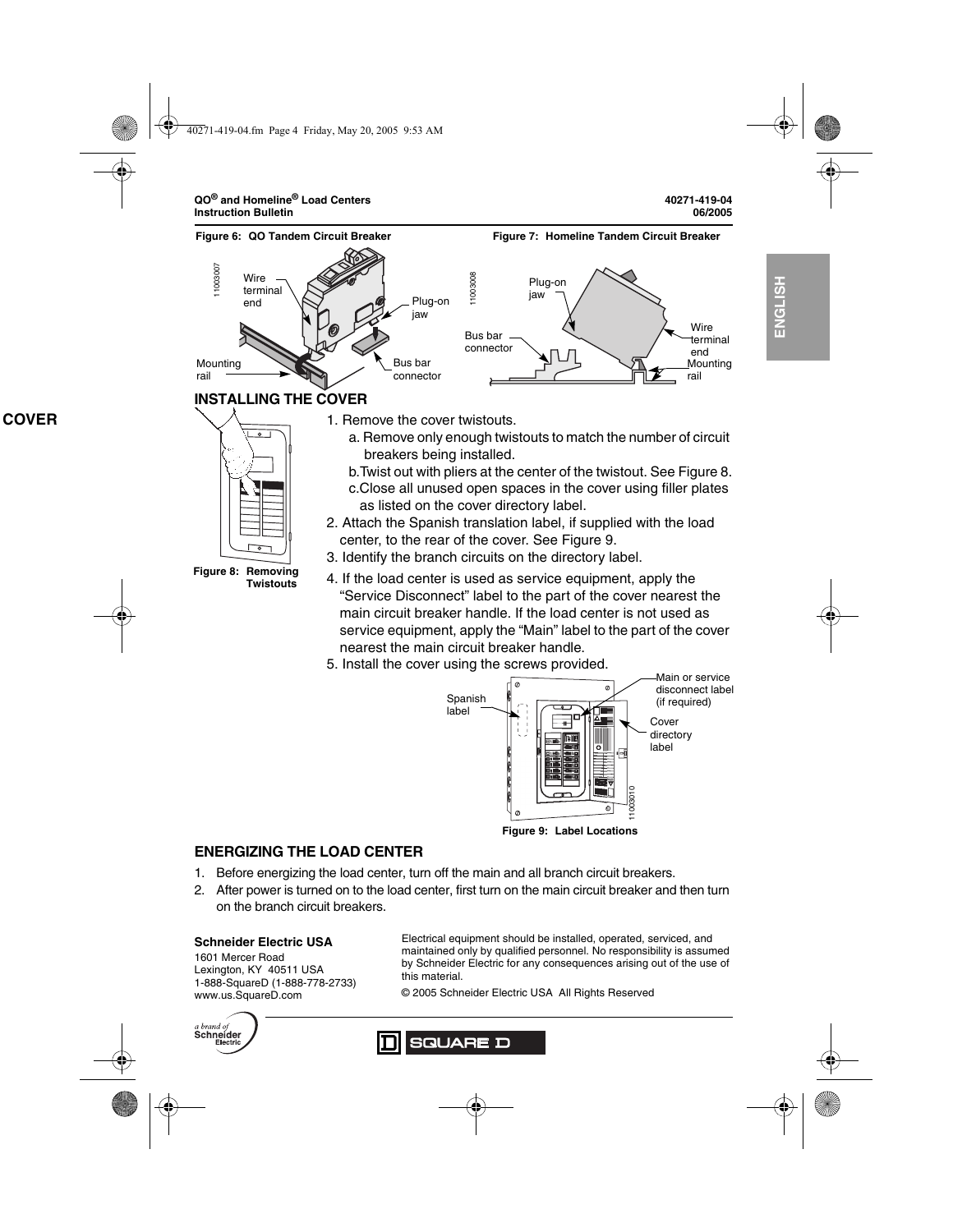Figure 6: QO Tandem Circuit Breaker

Figure 7: Homeline Tandem Circuit Breaker

## INSTALLING THE COVER

1. Remove the cover twistouts.
   a. Remove only enough twistouts to match the number of circuit breakers being installed.
   b. Twist out with pliers at the center of the twistout. See Figure 8.
   c. Close all unused open spaces in the cover using filler plates as listed on the cover directory label.
2. Attach the Spanish translation label, if supplied with the load center, to the rear of the cover. See Figure 9.
3. Identify the branch circuits on the directory label.
4. If the load center is used as service equipment, apply the "Service Disconnect" label to the part of the cover nearest the main circuit breaker handle. If the load center is not used as service equipment, apply the "Main" label to the part of the cover nearest the main circuit breaker handle.
5. Install the cover using the screws provided.

Figure 8: Removing Twistouts

Figure 9: Label Locations

## ENERGIZING THE LOAD CENTER

1. Before energizing the load center, turn off the main and all branch circuit breakers.
2. After power is turned on to the load center, first turn on the main circuit breaker and then turn on the branch circuit breakers.

**Schneider Electric USA**
1601 Mercer Road
Lexington, KY 40511 USA
1-888-SquareD (1-888-778-2733)
www.us.SquareD.com

Electrical equipment should be installed, operated, serviced, and maintained only by qualified personnel. No responsibility is assumed by Schneider Electric for any consequences arising out of the use of this material.

© 2005 Schneider Electric USA All Rights Reserved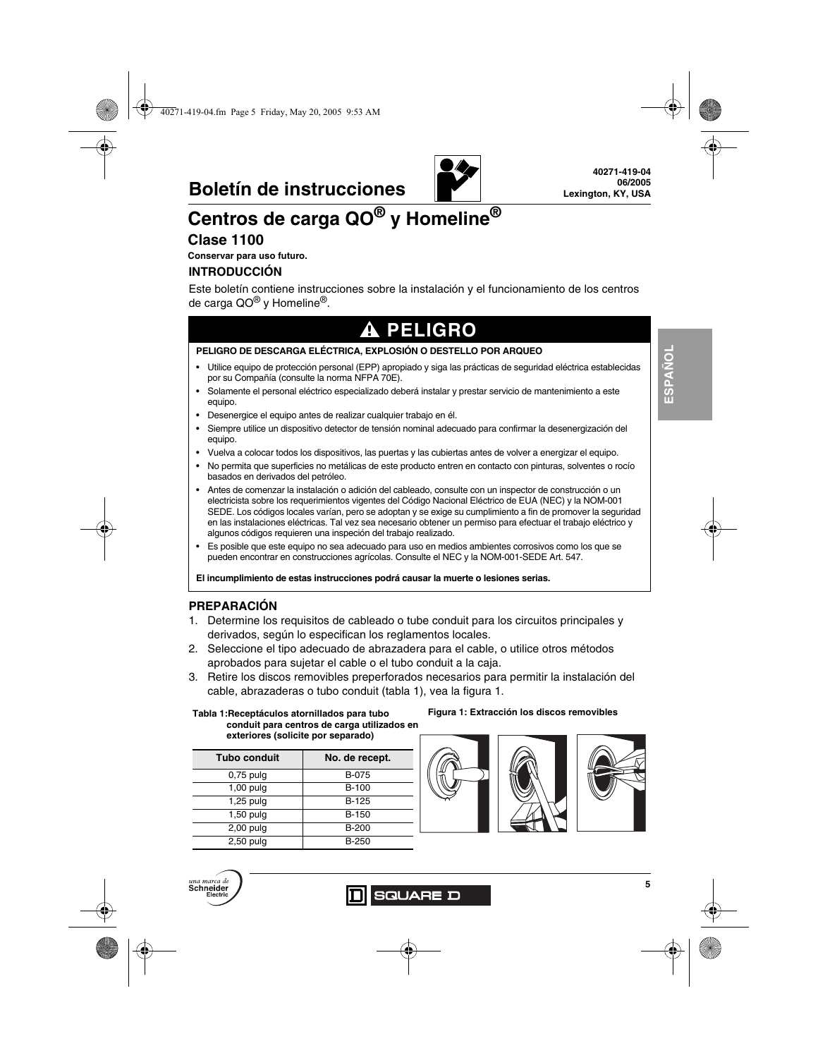# Boletín de instrucciones

40271-419-04
06/2005
Lexington, KY, USA

# Centros de carga QO® y Homeline®

## Clase 1100

**Conservar para uso futuro.**

### INTRODUCCIÓN

Este boletín contiene instrucciones sobre la instalación y el funcionamiento de los centros de carga QO® y Homeline®.

## ⚠ PELIGRO

**PELIGRO DE DESCARGA ELÉCTRICA, EXPLOSIÓN O DESTELLO POR ARQUEO**

- Utilice equipo de protección personal (EPP) apropiado y siga las prácticas de seguridad eléctrica establecidas por su Compañía (consulte la norma NFPA 70E).
- Solamente el personal eléctrico especializado deberá instalar y prestar servicio de mantenimiento a este equipo.
- Desenergice el equipo antes de realizar cualquier trabajo en él.
- Siempre utilice un dispositivo detector de tensión nominal adecuado para confirmar la desenergización del equipo.
- Vuelva a colocar todos los dispositivos, las puertas y las cubiertas antes de volver a energizar el equipo.
- No permita que superficies no metálicas de este producto entren en contacto con pinturas, solventes o rocío basados en derivados del petróleo.
- Antes de comenzar la instalación o adición del cableado, consulte con un inspector de construcción o un electricista sobre los requerimientos vigentes del Código Nacional Eléctrico de EUA (NEC) y la NOM-001 SEDE. Los códigos locales varían, pero se adoptan y se exige su cumplimiento a fin de promover la seguridad en las instalaciones eléctricas. Tal vez sea necesario obtener un permiso para efectuar el trabajo eléctrico y algunos códigos requieren una inspección del trabajo realizado.
- Es posible que este equipo no sea adecuado para uso en medios ambientes corrosivos como los que se pueden encontrar en construcciones agrícolas. Consulte el NEC y la NOM-001-SEDE Art. 547.

**El incumplimiento de estas instrucciones podrá causar la muerte o lesiones serias.**

### PREPARACIÓN

1. Determine los requisitos de cableado o tube conduit para los circuitos principales y derivados, según lo especifican los reglamentos locales.
2. Seleccione el tipo adecuado de abrazadera para el cable, o utilice otros métodos aprobados para sujetar el cable o el tubo conduit a la caja.
3. Retire los discos removibles preperforados necesarios para permitir la instalación del cable, abrazaderas o tubo conduit (tabla 1), vea la figura 1.

**Tabla 1: Receptáculos atornillados para tubo conduit para centros de carga utilizados en exteriores (solicite por separado)**

| Tubo conduit | No. de recept. |
| --- | --- |
| 0,75 pulg | B-075 |
| 1,00 pulg | B-100 |
| 1,25 pulg | B-125 |
| 1,50 pulg | B-150 |
| 2,00 pulg | B-200 |
| 2,50 pulg | B-250 |

**Figura 1: Extracción los discos removibles**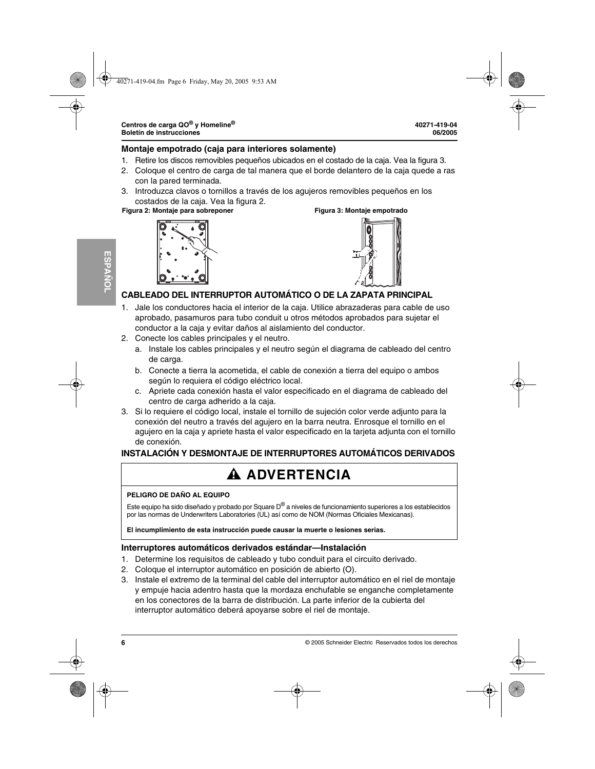### Montaje empotrado (caja para interiores solamente)

1. Retire los discos removibles pequeños ubicados en el costado de la caja. Vea la figura 3.
2. Coloque el centro de carga de tal manera que el borde delantero de la caja quede a ras con la pared terminada.
3. Introduzca clavos o tornillos a través de los agujeros removibles pequeños en los costados de la caja. Vea la figura 2.

**Figura 2: Montaje para sobreponer**

**Figura 3: Montaje empotrado**

## CABLEADO DEL INTERRUPTOR AUTOMÁTICO O DE LA ZAPATA PRINCIPAL

1. Jale los conductores hacia el interior de la caja. Utilice abrazaderas para cable de uso aprobado, pasamuros para tubo conduit u otros métodos aprobados para sujetar el conductor a la caja y evitar daños al aislamiento del conductor.
2. Conecte los cables principales y el neutro.
   a. Instale los cables principales y el neutro según el diagrama de cableado del centro de carga.
   b. Conecte a tierra la acometida, el cable de conexión a tierra del equipo o ambos según lo requiera el código eléctrico local.
   c. Apriete cada conexión hasta el valor especificado en el diagrama de cableado del centro de carga adherido a la caja.
3. Si lo requiere el código local, instale el tornillo de sujeción color verde adjunto para la conexión del neutro a través del agujero en la barra neutra. Enrosque el tornillo en el agujero en la caja y apriete hasta el valor especificado en la tarjeta adjunta con el tornillo de conexión.

## INSTALACIÓN Y DESMONTAJE DE INTERRUPTORES AUTOMÁTICOS DERIVADOS

> **⚠ ADVERTENCIA**
>
> **PELIGRO DE DAÑO AL EQUIPO**
>
> Este equipo ha sido diseñado y probado por Square D® a niveles de funcionamiento superiores a los establecidos por las normas de Underwriters Laboratories (UL) así como de NOM (Normas Oficiales Mexicanas).
>
> **El incumplimiento de esta instrucción puede causar la muerte o lesiones serias.**

### Interruptores automáticos derivados estándar—Instalación

1. Determine los requisitos de cableado y tubo conduit para el circuito derivado.
2. Coloque el interruptor automático en posición de abierto (O).
3. Instale el extremo de la terminal del cable del interruptor automático en el riel de montaje y empuje hacia adentro hasta que la mordaza enchufable se enganche completamente en los conectores de la barra de distribución. La parte inferior de la cubierta del interruptor automático deberá apoyarse sobre el riel de montaje.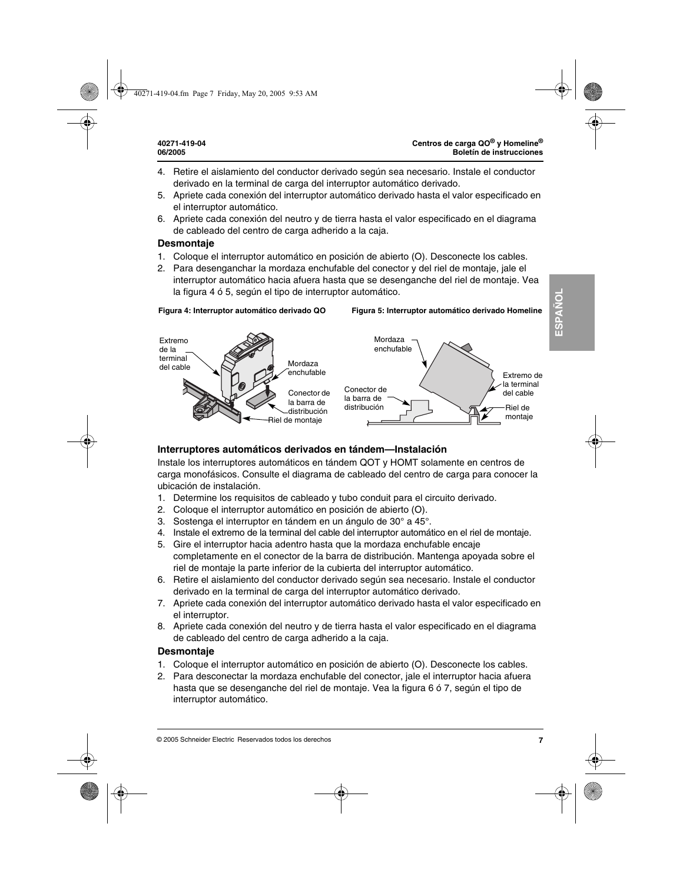4. Retire el aislamiento del conductor derivado según sea necesario. Instale el conductor derivado en la terminal de carga del interruptor automático derivado.
5. Apriete cada conexión del interruptor automático derivado hasta el valor especificado en el interruptor automático.
6. Apriete cada conexión del neutro y de tierra hasta el valor especificado en el diagrama de cableado del centro de carga adherido a la caja.

### Desmontaje

1. Coloque el interruptor automático en posición de abierto (O). Desconecte los cables.
2. Para desenganchar la mordaza enchufable del conector y del riel de montaje, jale el interruptor automático hacia afuera hasta que se desenganche del riel de montaje. Vea la figura 4 ó 5, según el tipo de interruptor automático.

**Figura 4: Interruptor automático derivado QO**

Extremo de la terminal del cable — Mordaza enchufable — Conector de la barra de distribución — Riel de montaje

**Figura 5: Interruptor automático derivado Homeline**

Mordaza enchufable — Extremo de la terminal del cable — Conector de la barra de distribución — Riel de montaje

### Interruptores automáticos derivados en tándem—Instalación

Instale los interruptores automáticos en tándem QOT y HOMT solamente en centros de carga monofásicos. Consulte el diagrama de cableado del centro de carga para conocer la ubicación de instalación.

1. Determine los requisitos de cableado y tubo conduit para el circuito derivado.
2. Coloque el interruptor automático en posición de abierto (O).
3. Sostenga el interruptor en tándem en un ángulo de 30° a 45°.
4. Instale el extremo de la terminal del cable del interruptor automático en el riel de montaje.
5. Gire el interruptor hacia adentro hasta que la mordaza enchufable encaje completamente en el conector de la barra de distribución. Mantenga apoyada sobre el riel de montaje la parte inferior de la cubierta del interruptor automático.
6. Retire el aislamiento del conductor derivado según sea necesario. Instale el conductor derivado en la terminal de carga del interruptor automático derivado.
7. Apriete cada conexión del interruptor automático derivado hasta el valor especificado en el interruptor.
8. Apriete cada conexión del neutro y de tierra hasta el valor especificado en el diagrama de cableado del centro de carga adherido a la caja.

### Desmontaje

1. Coloque el interruptor automático en posición de abierto (O). Desconecte los cables.
2. Para desconectar la mordaza enchufable del conector, jale el interruptor hacia afuera hasta que se desenganche del riel de montaje. Vea la figura 6 ó 7, según el tipo de interruptor automático.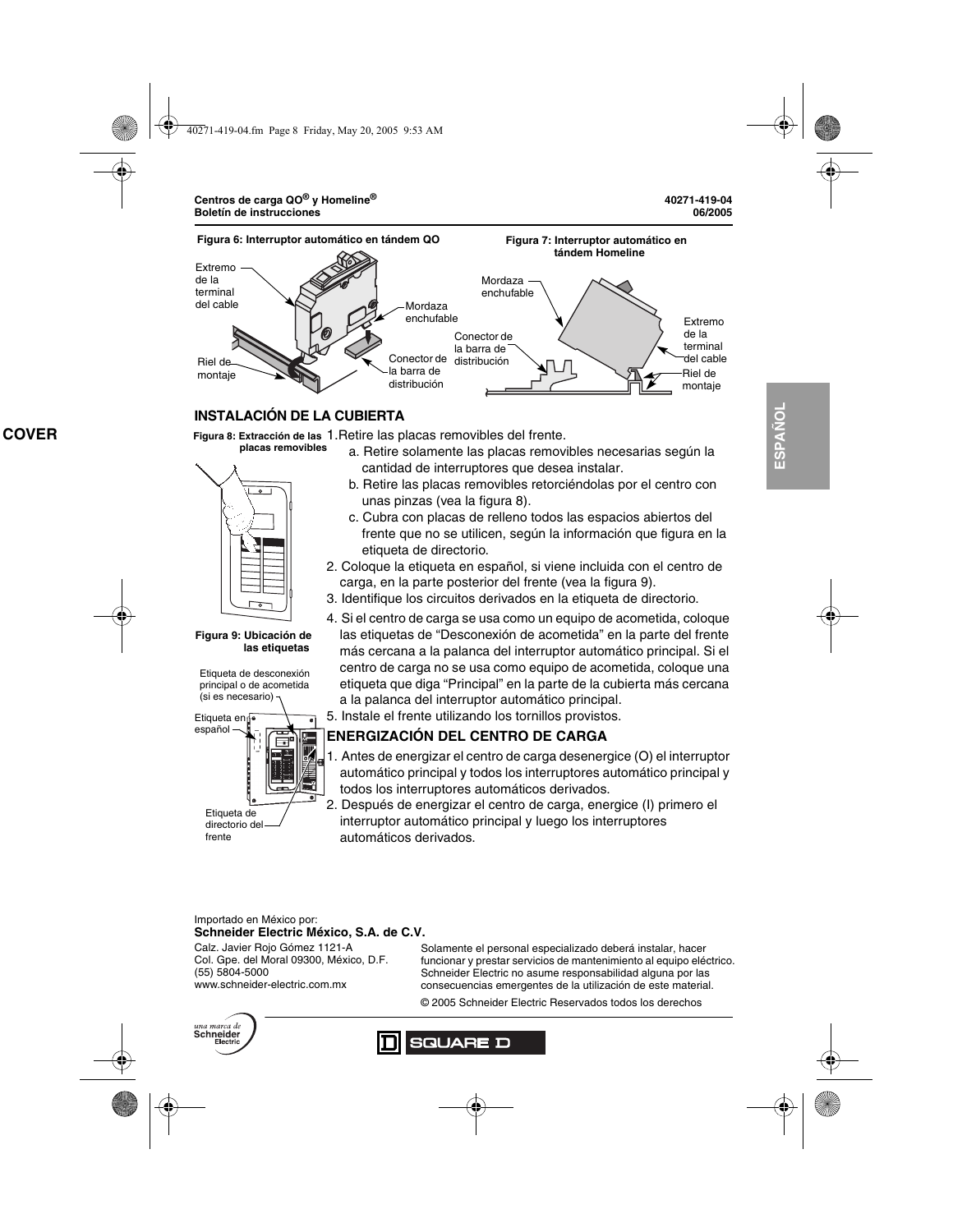Figura 6: Interruptor automático en tándem QO

Extremo de la terminal del cable

Mordaza enchufable

Riel de montaje

Conector de la barra de distribución

Figura 7: Interruptor automático en tándem Homeline

Mordaza enchufable

Conector de la barra de distribución

Extremo de la terminal del cable

Riel de montaje

## INSTALACIÓN DE LA CUBIERTA

Figura 8: Extracción de las placas removibles

1. Retire las placas removibles del frente.
   a. Retire solamente las placas removibles necesarias según la cantidad de interruptores que desea instalar.
   b. Retire las placas removibles retorciéndolas por el centro con unas pinzas (vea la figura 8).
   c. Cubra con placas de relleno todos las espacios abiertos del frente que no se utilicen, según la información que figura en la etiqueta de directorio.
2. Coloque la etiqueta en español, si viene incluida con el centro de carga, en la parte posterior del frente (vea la figura 9).
3. Identifique los circuitos derivados en la etiqueta de directorio.
4. Si el centro de carga se usa como un equipo de acometida, coloque las etiquetas de “Desconexión de acometida” en la parte del frente más cercana a la palanca del interruptor automático principal. Si el centro de carga no se usa como equipo de acometida, coloque una etiqueta que diga “Principal” en la parte de la cubierta más cercana a la palanca del interruptor automático principal.
5. Instale el frente utilizando los tornillos provistos.

Figura 9: Ubicación de las etiquetas

Etiqueta de desconexión principal o de acometida (si es necesario)

Etiqueta en español

Etiqueta de directorio del frente

## ENERGIZACIÓN DEL CENTRO DE CARGA

1. Antes de energizar el centro de carga desenergice (O) el interruptor automático principal y todos los interruptores automático principal y todos los interruptores automáticos derivados.
2. Después de energizar el centro de carga, energice (I) primero el interruptor automático principal y luego los interruptores automáticos derivados.

Importado en México por:
**Schneider Electric México, S.A. de C.V.**
Calz. Javier Rojo Gómez 1121-A
Col. Gpe. del Moral 09300, México, D.F.
(55) 5804-5000
www.schneider-electric.com.mx

Solamente el personal especializado deberá instalar, hacer funcionar y prestar servicios de mantenimiento al equipo eléctrico. Schneider Electric no asume responsabilidad alguna por las consecuencias emergentes de la utilización de este material.

© 2005 Schneider Electric Reservados todos los derechos

una marca de Schneider Electric

SQUARE D